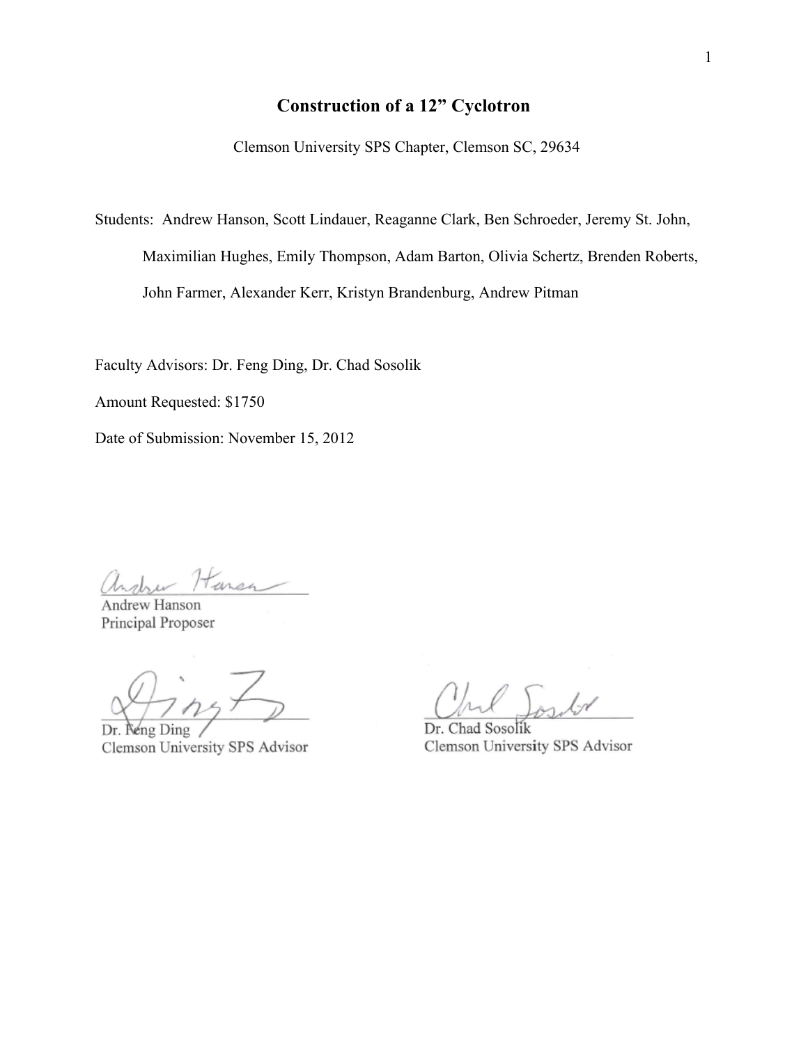# Construction of a 12" Cyclotron

Clemson University SPS Chapter, Clemson SC, 29634

Students: Andrew Hanson, Scott Lindauer, Reaganne Clark, Ben Schroeder, Jeremy St. John, Maximilian Hughes, Emily Thompson, Adam Barton, Olivia Schertz, Brenden Roberts, John Farmer, Alexander Kerr, Kristyn Brandenburg, Andrew Pitman

Faculty Advisors: Dr. Feng Ding, Dr. Chad Sosolik

Amount Requested: $1750

Date of Submission: November 15, 2012

Andrew Hanson
Principal Proposer

Dr. Feng Ding
Clemson University SPS Advisor

Dr. Chad Sosolik
Clemson University SPS Advisor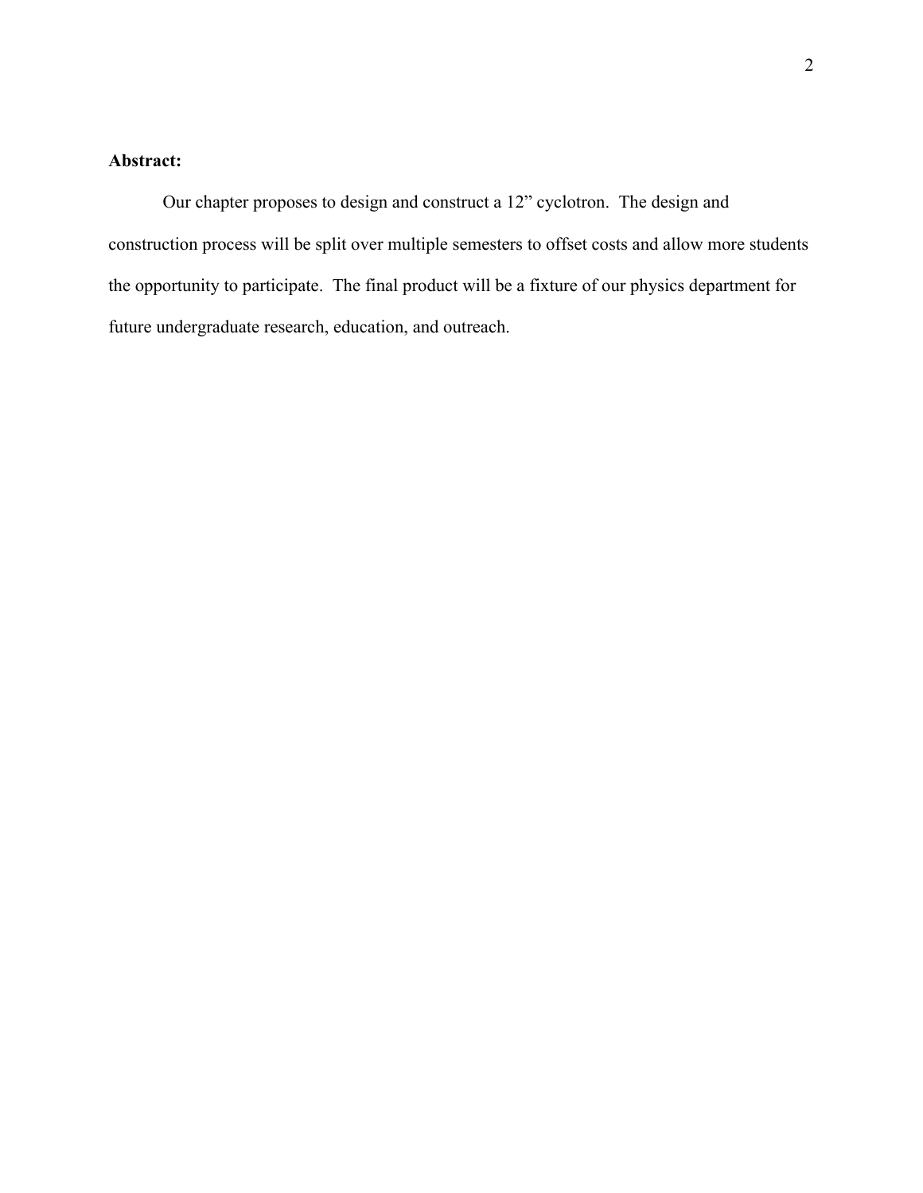**Abstract:**

Our chapter proposes to design and construct a 12” cyclotron. The design and construction process will be split over multiple semesters to offset costs and allow more students the opportunity to participate. The final product will be a fixture of our physics department for future undergraduate research, education, and outreach.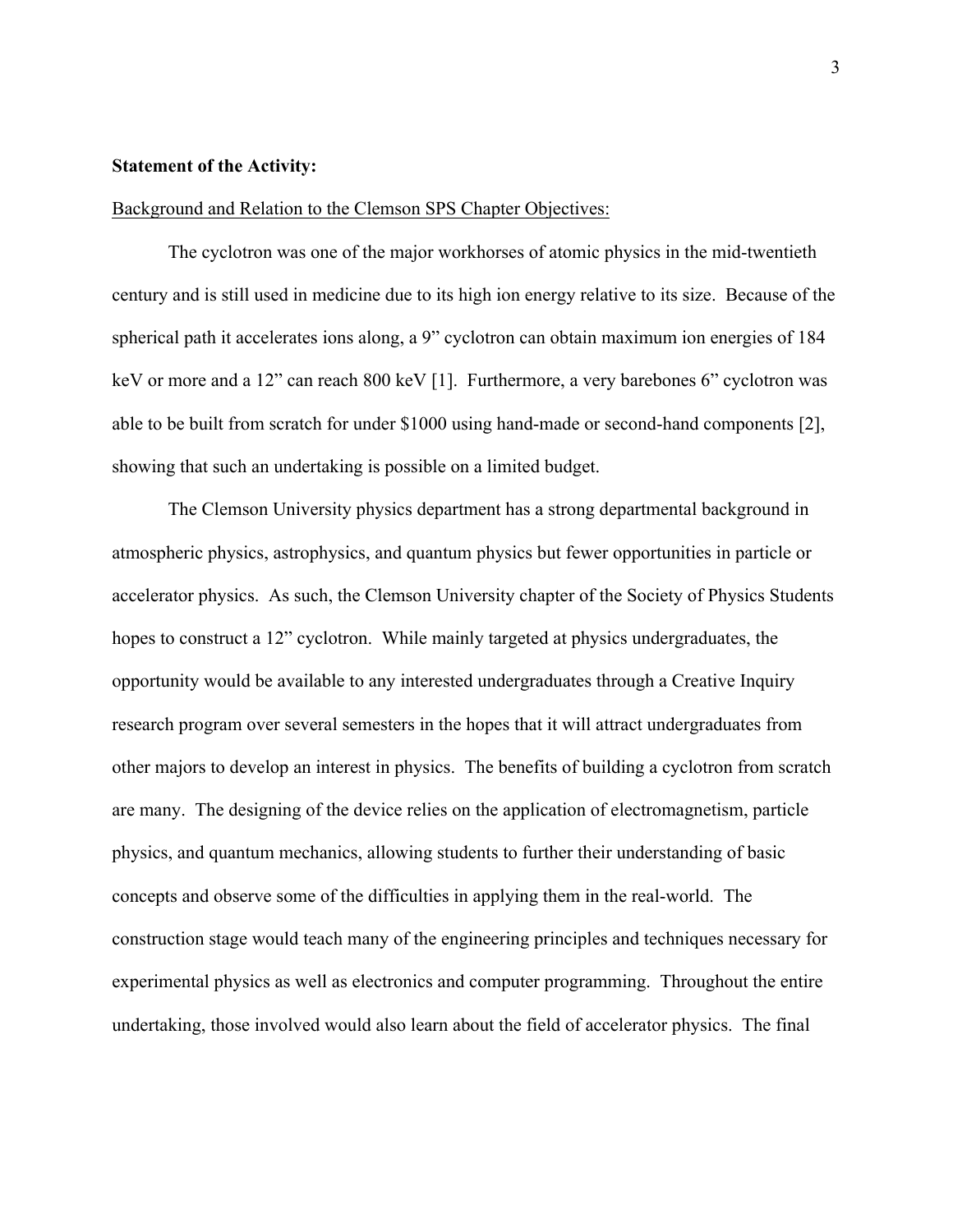**Statement of the Activity:**

Background and Relation to the Clemson SPS Chapter Objectives:

The cyclotron was one of the major workhorses of atomic physics in the mid-twentieth century and is still used in medicine due to its high ion energy relative to its size. Because of the spherical path it accelerates ions along, a 9" cyclotron can obtain maximum ion energies of 184 keV or more and a 12" can reach 800 keV [1]. Furthermore, a very barebones 6" cyclotron was able to be built from scratch for under $1000 using hand-made or second-hand components [2], showing that such an undertaking is possible on a limited budget.

The Clemson University physics department has a strong departmental background in atmospheric physics, astrophysics, and quantum physics but fewer opportunities in particle or accelerator physics. As such, the Clemson University chapter of the Society of Physics Students hopes to construct a 12" cyclotron. While mainly targeted at physics undergraduates, the opportunity would be available to any interested undergraduates through a Creative Inquiry research program over several semesters in the hopes that it will attract undergraduates from other majors to develop an interest in physics. The benefits of building a cyclotron from scratch are many. The designing of the device relies on the application of electromagnetism, particle physics, and quantum mechanics, allowing students to further their understanding of basic concepts and observe some of the difficulties in applying them in the real-world. The construction stage would teach many of the engineering principles and techniques necessary for experimental physics as well as electronics and computer programming. Throughout the entire undertaking, those involved would also learn about the field of accelerator physics. The final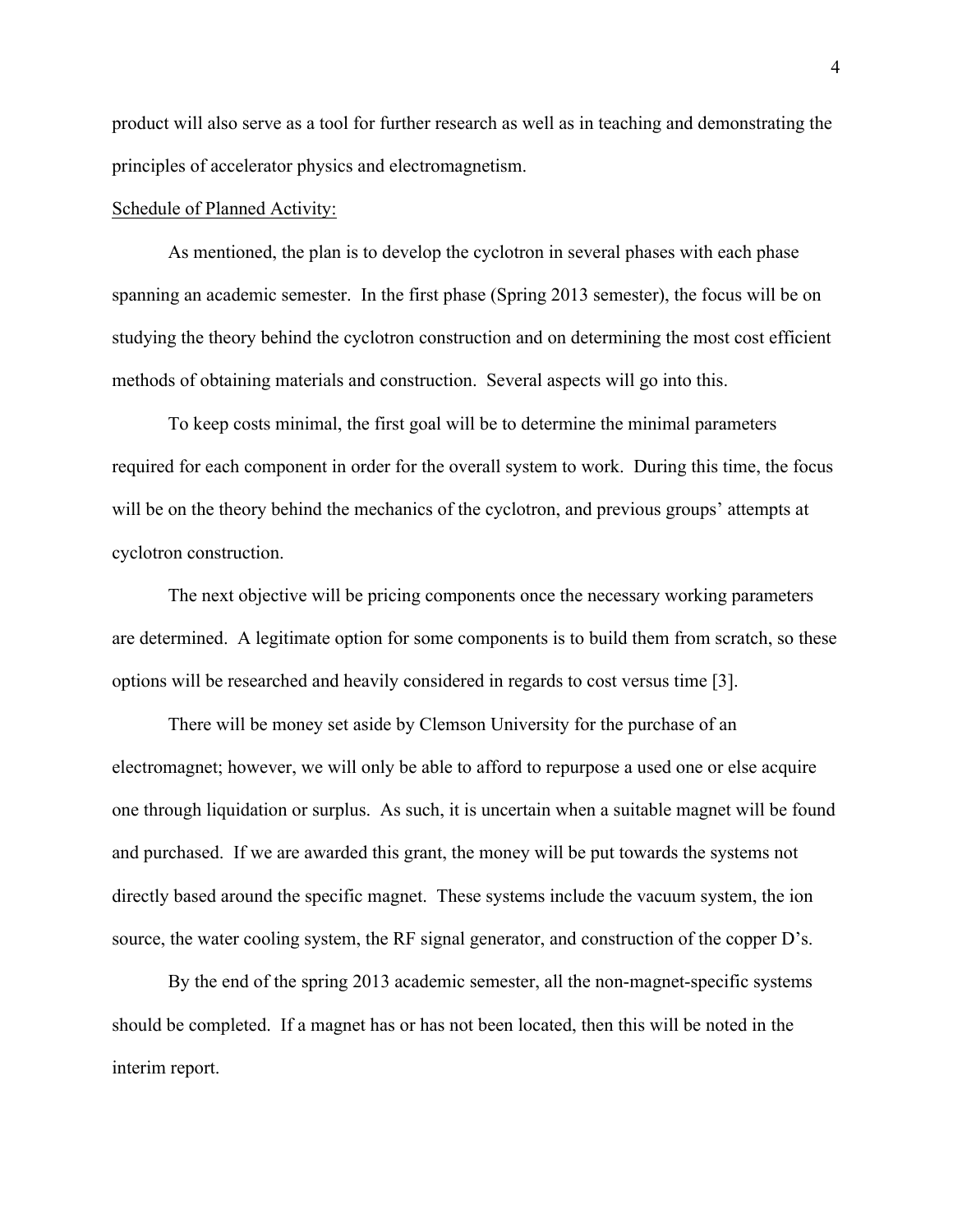product will also serve as a tool for further research as well as in teaching and demonstrating the principles of accelerator physics and electromagnetism.

<u>Schedule of Planned Activity:</u>

As mentioned, the plan is to develop the cyclotron in several phases with each phase spanning an academic semester. In the first phase (Spring 2013 semester), the focus will be on studying the theory behind the cyclotron construction and on determining the most cost efficient methods of obtaining materials and construction. Several aspects will go into this.

To keep costs minimal, the first goal will be to determine the minimal parameters required for each component in order for the overall system to work. During this time, the focus will be on the theory behind the mechanics of the cyclotron, and previous groups' attempts at cyclotron construction.

The next objective will be pricing components once the necessary working parameters are determined. A legitimate option for some components is to build them from scratch, so these options will be researched and heavily considered in regards to cost versus time [3].

There will be money set aside by Clemson University for the purchase of an electromagnet; however, we will only be able to afford to repurpose a used one or else acquire one through liquidation or surplus. As such, it is uncertain when a suitable magnet will be found and purchased. If we are awarded this grant, the money will be put towards the systems not directly based around the specific magnet. These systems include the vacuum system, the ion source, the water cooling system, the RF signal generator, and construction of the copper D's.

By the end of the spring 2013 academic semester, all the non-magnet-specific systems should be completed. If a magnet has or has not been located, then this will be noted in the interim report.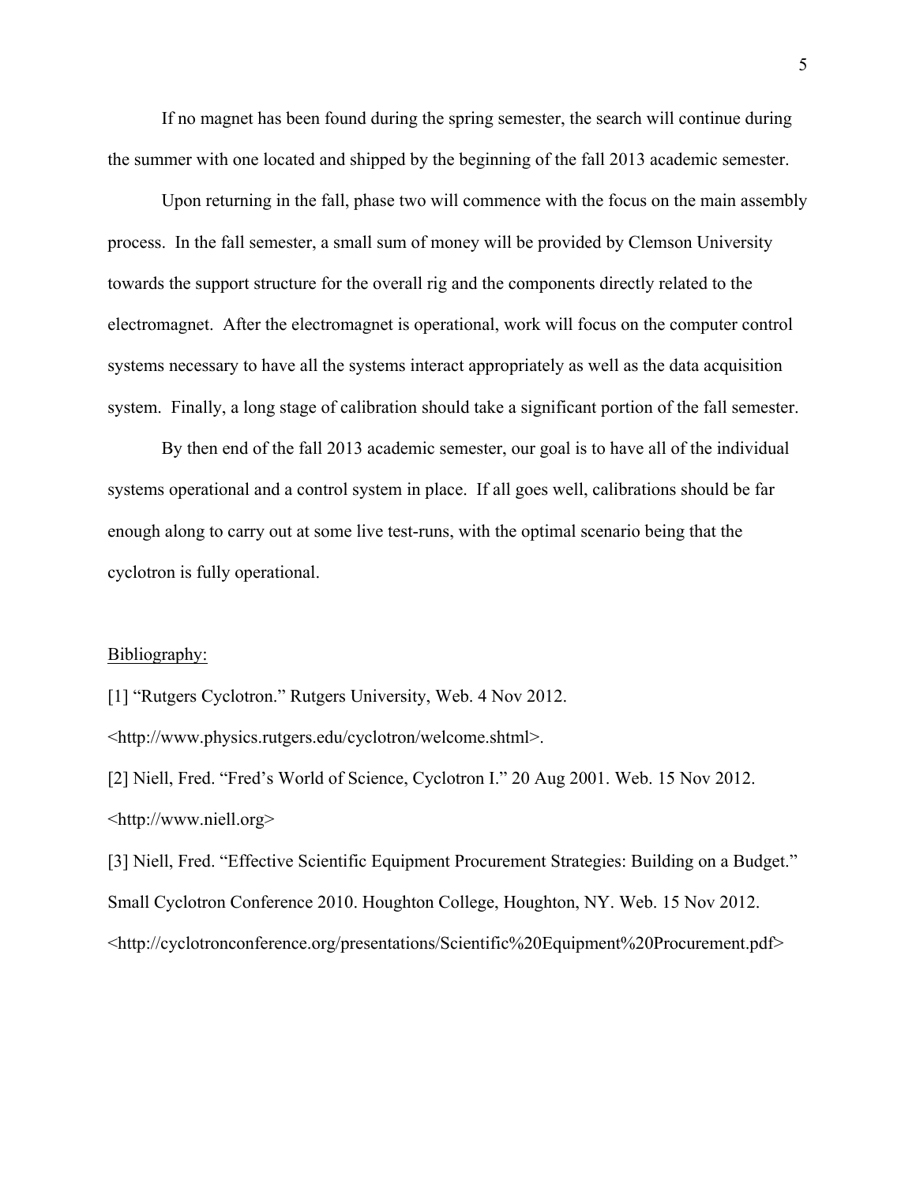If no magnet has been found during the spring semester, the search will continue during the summer with one located and shipped by the beginning of the fall 2013 academic semester.

Upon returning in the fall, phase two will commence with the focus on the main assembly process. In the fall semester, a small sum of money will be provided by Clemson University towards the support structure for the overall rig and the components directly related to the electromagnet. After the electromagnet is operational, work will focus on the computer control systems necessary to have all the systems interact appropriately as well as the data acquisition system. Finally, a long stage of calibration should take a significant portion of the fall semester.

By then end of the fall 2013 academic semester, our goal is to have all of the individual systems operational and a control system in place. If all goes well, calibrations should be far enough along to carry out at some live test-runs, with the optimal scenario being that the cyclotron is fully operational.

Bibliography:

[1] "Rutgers Cyclotron." Rutgers University, Web. 4 Nov 2012. <http://www.physics.rutgers.edu/cyclotron/welcome.shtml>.

[2] Niell, Fred. "Fred's World of Science, Cyclotron I." 20 Aug 2001. Web. 15 Nov 2012. <http://www.niell.org>

[3] Niell, Fred. "Effective Scientific Equipment Procurement Strategies: Building on a Budget." Small Cyclotron Conference 2010. Houghton College, Houghton, NY. Web. 15 Nov 2012. <http://cyclotronconference.org/presentations/Scientific%20Equipment%20Procurement.pdf>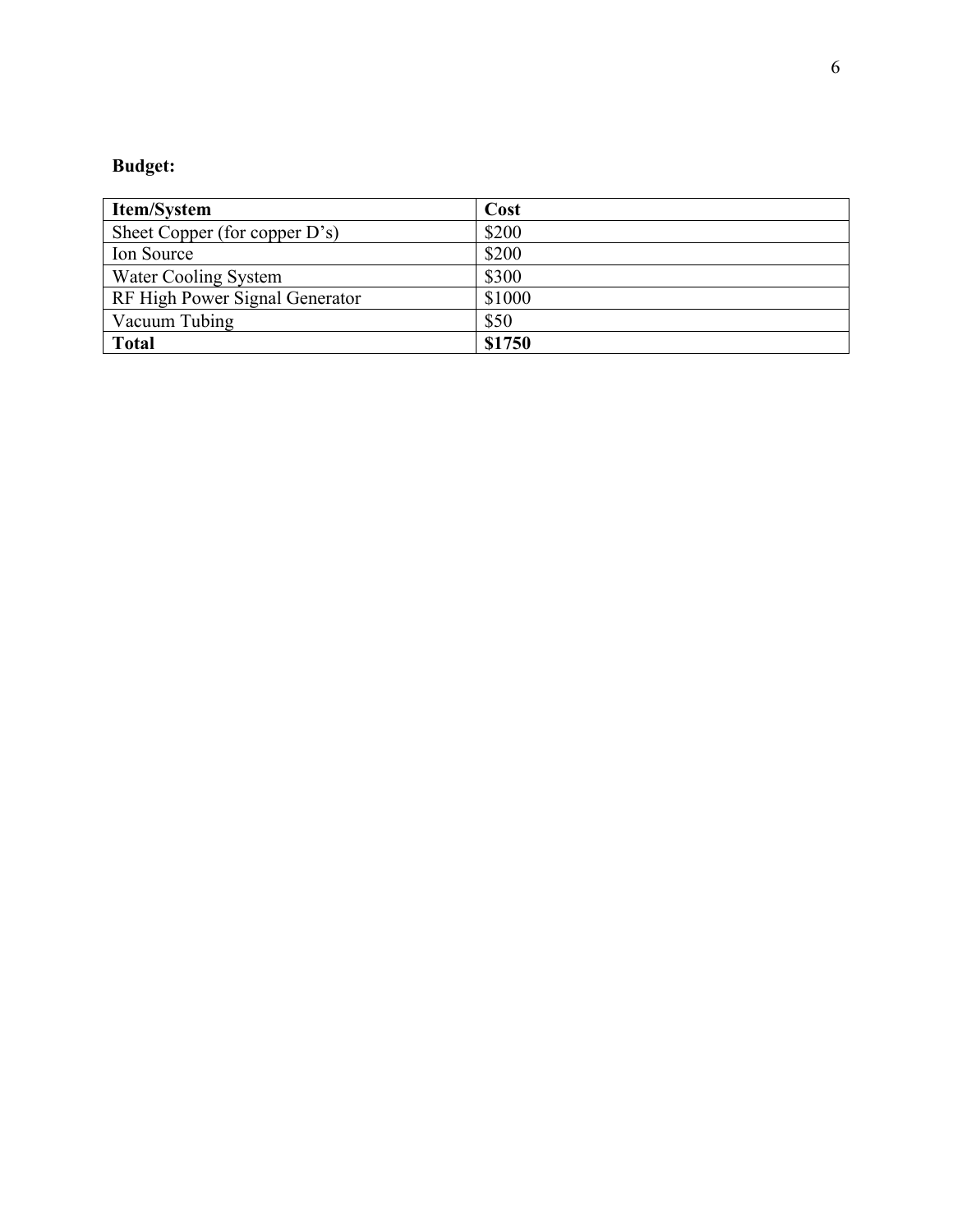**Budget:**

| **Item/System** | **Cost** |
| --- | --- |
| Sheet Copper (for copper D's) | $200 |
| Ion Source | $200 |
| Water Cooling System | $300 |
| RF High Power Signal Generator | $1000 |
| Vacuum Tubing | $50 |
| **Total** | **$1750** |